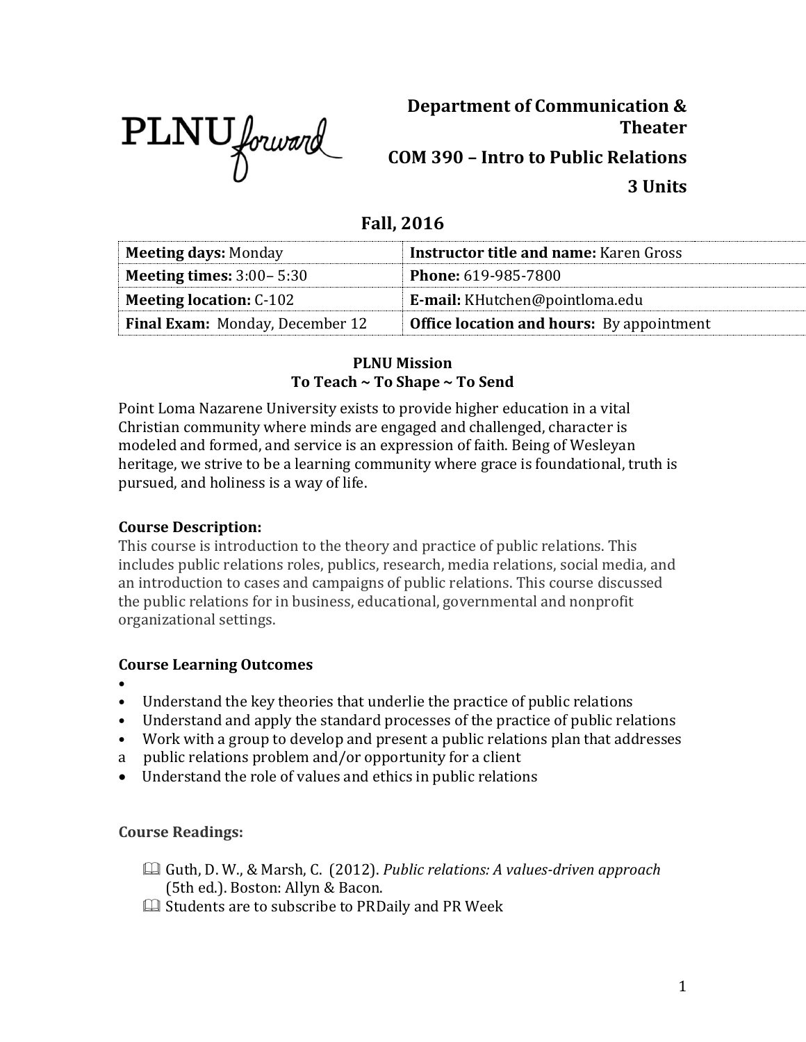PLNU forward

# Department of Communication & Theater

## COM 390 – Intro to Public Relations

## 3 Units

## Fall, 2016

| Meeting days: Monday | Instructor title and name: Karen Gross |
|---|---|
| **Meeting times:** 3:00– 5:30 | **Phone:** 619-985-7800 |
| **Meeting location:** C-102 | **E-mail:** KHutchen@pointloma.edu |
| **Final Exam:** Monday, December 12 | **Office location and hours:** By appointment |

**PLNU Mission**
**To Teach ~ To Shape ~ To Send**

Point Loma Nazarene University exists to provide higher education in a vital Christian community where minds are engaged and challenged, character is modeled and formed, and service is an expression of faith. Being of Wesleyan heritage, we strive to be a learning community where grace is foundational, truth is pursued, and holiness is a way of life.

### Course Description:

This course is introduction to the theory and practice of public relations. This includes public relations roles, publics, research, media relations, social media, and an introduction to cases and campaigns of public relations. This course discussed the public relations for in business, educational, governmental and nonprofit organizational settings.

### Course Learning Outcomes

- Understand the key theories that underlie the practice of public relations
- Understand and apply the standard processes of the practice of public relations
- Work with a group to develop and present a public relations plan that addresses a public relations problem and/or opportunity for a client
- Understand the role of values and ethics in public relations

### Course Readings:

- Guth, D. W., & Marsh, C. (2012). *Public relations: A values-driven approach* (5th ed.). Boston: Allyn & Bacon.
- Students are to subscribe to PRDaily and PR Week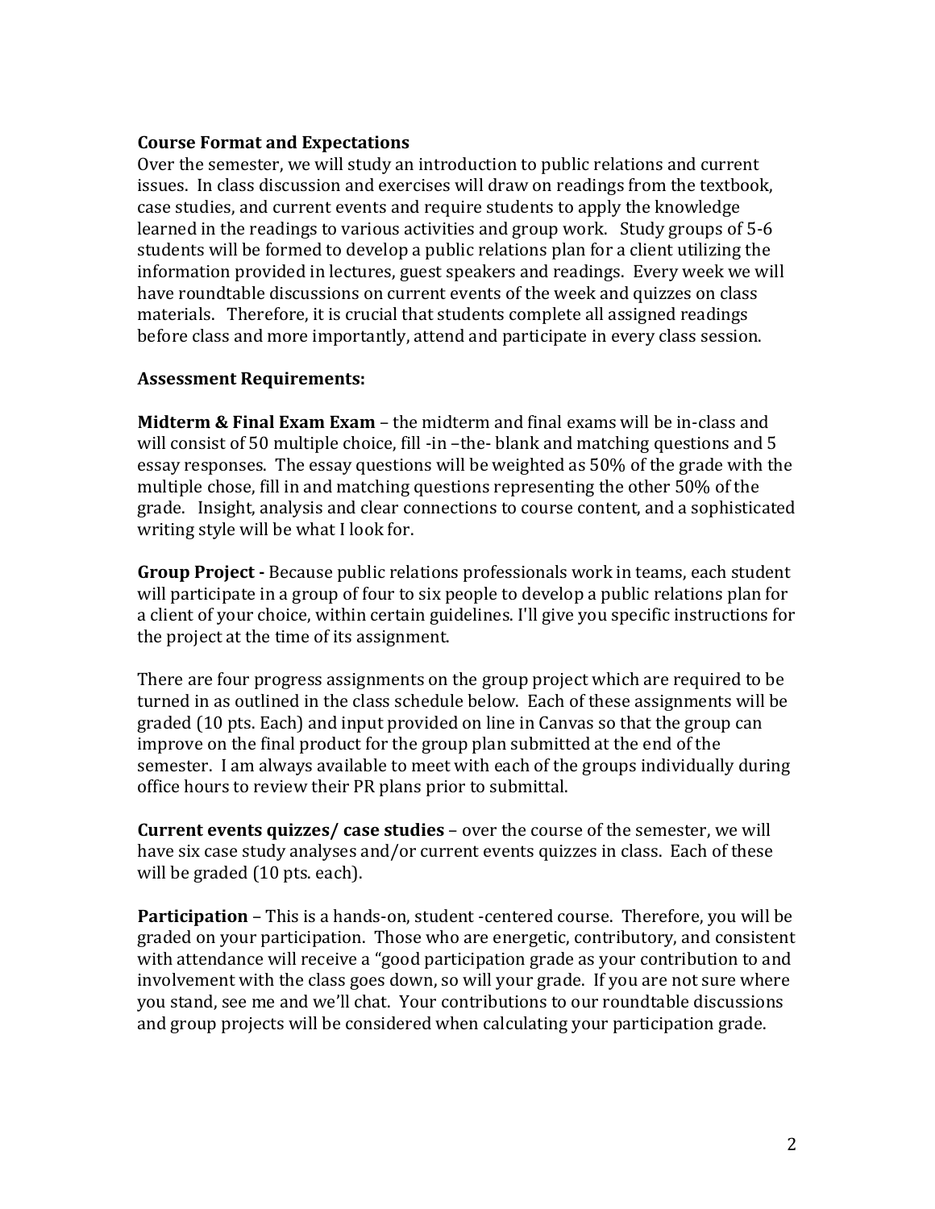**Course Format and Expectations**

Over the semester, we will study an introduction to public relations and current issues. In class discussion and exercises will draw on readings from the textbook, case studies, and current events and require students to apply the knowledge learned in the readings to various activities and group work. Study groups of 5-6 students will be formed to develop a public relations plan for a client utilizing the information provided in lectures, guest speakers and readings. Every week we will have roundtable discussions on current events of the week and quizzes on class materials. Therefore, it is crucial that students complete all assigned readings before class and more importantly, attend and participate in every class session.

**Assessment Requirements:**

**Midterm & Final Exam Exam** – the midterm and final exams will be in-class and will consist of 50 multiple choice, fill -in –the- blank and matching questions and 5 essay responses. The essay questions will be weighted as 50% of the grade with the multiple chose, fill in and matching questions representing the other 50% of the grade. Insight, analysis and clear connections to course content, and a sophisticated writing style will be what I look for.

**Group Project -** Because public relations professionals work in teams, each student will participate in a group of four to six people to develop a public relations plan for a client of your choice, within certain guidelines. I'll give you specific instructions for the project at the time of its assignment.

There are four progress assignments on the group project which are required to be turned in as outlined in the class schedule below. Each of these assignments will be graded (10 pts. Each) and input provided on line in Canvas so that the group can improve on the final product for the group plan submitted at the end of the semester. I am always available to meet with each of the groups individually during office hours to review their PR plans prior to submittal.

**Current events quizzes/ case studies** – over the course of the semester, we will have six case study analyses and/or current events quizzes in class. Each of these will be graded (10 pts. each).

**Participation** – This is a hands-on, student -centered course. Therefore, you will be graded on your participation. Those who are energetic, contributory, and consistent with attendance will receive a "good participation grade as your contribution to and involvement with the class goes down, so will your grade. If you are not sure where you stand, see me and we'll chat. Your contributions to our roundtable discussions and group projects will be considered when calculating your participation grade.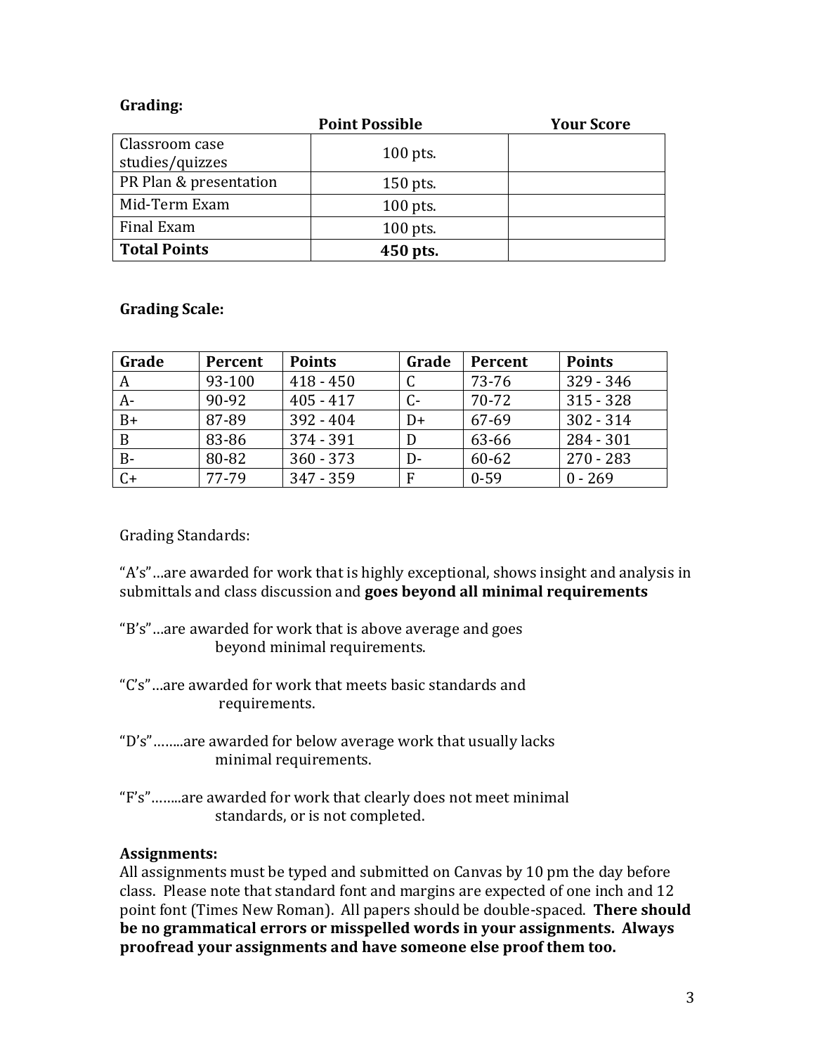**Grading:**

| | Point Possible | Your Score |
|---|---|---|
| Classroom case studies/quizzes | 100 pts. | |
| PR Plan & presentation | 150 pts. | |
| Mid-Term Exam | 100 pts. | |
| Final Exam | 100 pts. | |
| **Total Points** | **450 pts.** | |

**Grading Scale:**

| Grade | Percent | Points | Grade | Percent | Points |
|---|---|---|---|---|---|
| A | 93-100 | 418 - 450 | C | 73-76 | 329 - 346 |
| A- | 90-92 | 405 - 417 | C- | 70-72 | 315 - 328 |
| B+ | 87-89 | 392 - 404 | D+ | 67-69 | 302 - 314 |
| B | 83-86 | 374 - 391 | D | 63-66 | 284 - 301 |
| B- | 80-82 | 360 - 373 | D- | 60-62 | 270 - 283 |
| C+ | 77-79 | 347 - 359 | F | 0-59 | 0 - 269 |

Grading Standards:

"A's"…are awarded for work that is highly exceptional, shows insight and analysis in submittals and class discussion and **goes beyond all minimal requirements**

"B's"…are awarded for work that is above average and goes beyond minimal requirements.

"C's"…are awarded for work that meets basic standards and requirements.

"D's"……..are awarded for below average work that usually lacks minimal requirements.

"F's"……..are awarded for work that clearly does not meet minimal standards, or is not completed.

**Assignments:**
All assignments must be typed and submitted on Canvas by 10 pm the day before class. Please note that standard font and margins are expected of one inch and 12 point font (Times New Roman). All papers should be double-spaced. **There should be no grammatical errors or misspelled words in your assignments. Always proofread your assignments and have someone else proof them too.**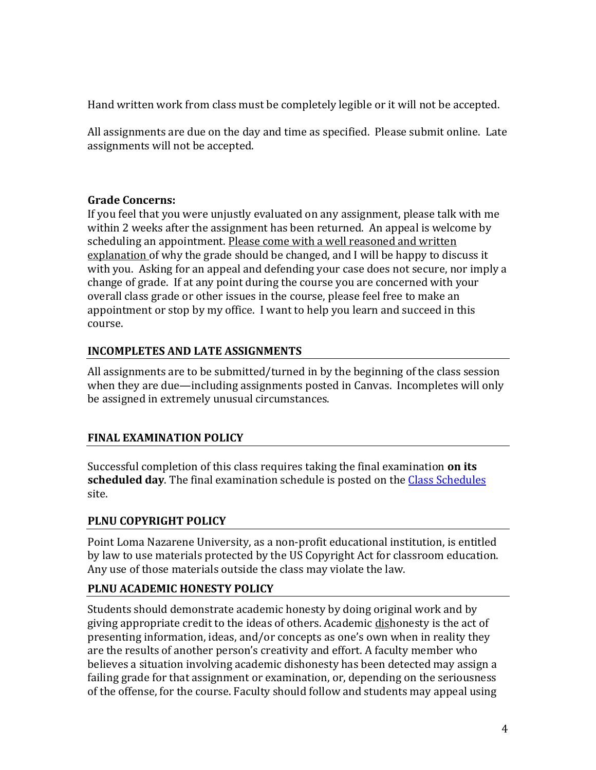Hand written work from class must be completely legible or it will not be accepted.

All assignments are due on the day and time as specified. Please submit online. Late assignments will not be accepted.

**Grade Concerns:**
If you feel that you were unjustly evaluated on any assignment, please talk with me within 2 weeks after the assignment has been returned. An appeal is welcome by scheduling an appointment. Please come with a well reasoned and written explanation of why the grade should be changed, and I will be happy to discuss it with you. Asking for an appeal and defending your case does not secure, nor imply a change of grade. If at any point during the course you are concerned with your overall class grade or other issues in the course, please feel free to make an appointment or stop by my office. I want to help you learn and succeed in this course.

## INCOMPLETES AND LATE ASSIGNMENTS

All assignments are to be submitted/turned in by the beginning of the class session when they are due—including assignments posted in Canvas. Incompletes will only be assigned in extremely unusual circumstances.

## FINAL EXAMINATION POLICY

Successful completion of this class requires taking the final examination **on its scheduled day**. The final examination schedule is posted on the Class Schedules site.

## PLNU COPYRIGHT POLICY

Point Loma Nazarene University, as a non-profit educational institution, is entitled by law to use materials protected by the US Copyright Act for classroom education. Any use of those materials outside the class may violate the law.

## PLNU ACADEMIC HONESTY POLICY

Students should demonstrate academic honesty by doing original work and by giving appropriate credit to the ideas of others. Academic dishonesty is the act of presenting information, ideas, and/or concepts as one's own when in reality they are the results of another person's creativity and effort. A faculty member who believes a situation involving academic dishonesty has been detected may assign a failing grade for that assignment or examination, or, depending on the seriousness of the offense, for the course. Faculty should follow and students may appeal using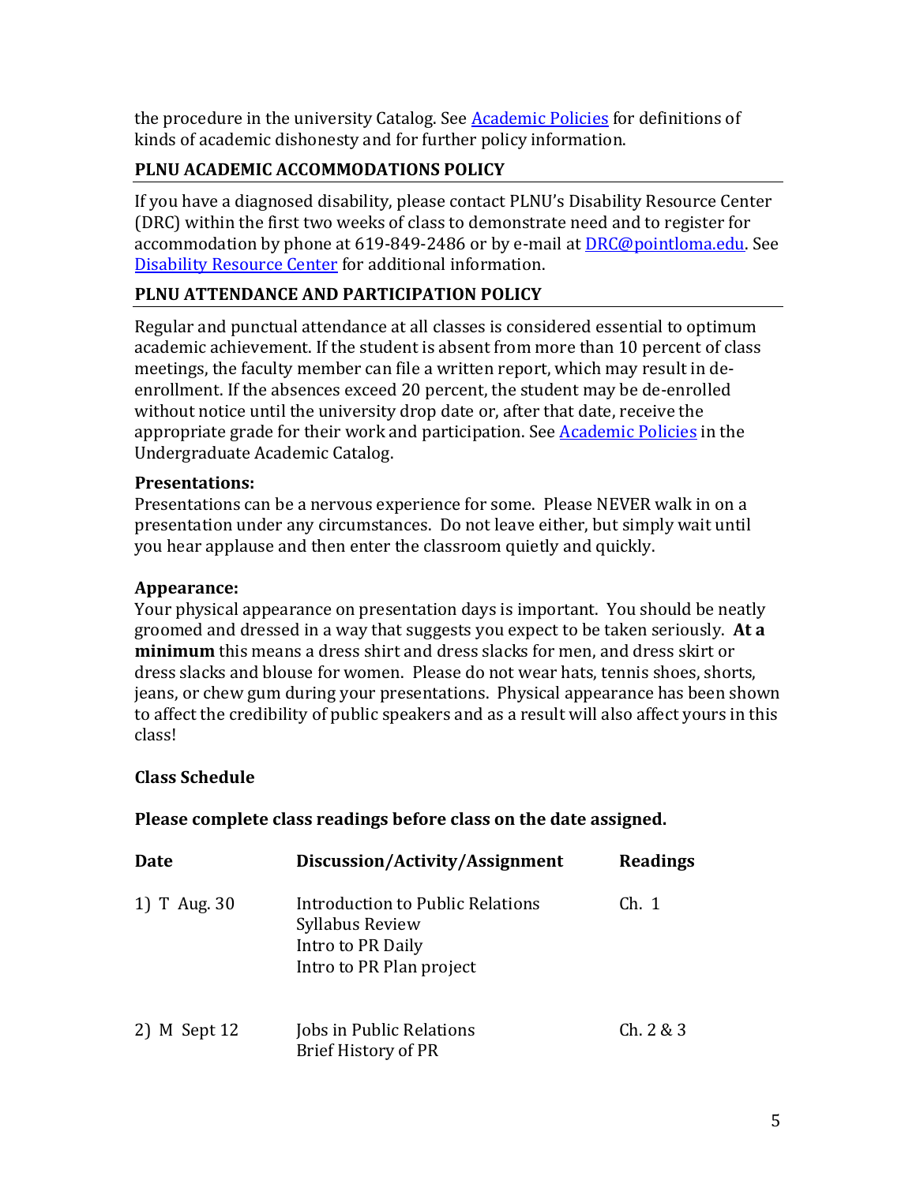the procedure in the university Catalog. See Academic Policies for definitions of kinds of academic dishonesty and for further policy information.

## PLNU ACADEMIC ACCOMMODATIONS POLICY

If you have a diagnosed disability, please contact PLNU's Disability Resource Center (DRC) within the first two weeks of class to demonstrate need and to register for accommodation by phone at 619-849-2486 or by e-mail at DRC@pointloma.edu. See Disability Resource Center for additional information.

## PLNU ATTENDANCE AND PARTICIPATION POLICY

Regular and punctual attendance at all classes is considered essential to optimum academic achievement. If the student is absent from more than 10 percent of class meetings, the faculty member can file a written report, which may result in de-enrollment. If the absences exceed 20 percent, the student may be de-enrolled without notice until the university drop date or, after that date, receive the appropriate grade for their work and participation. See Academic Policies in the Undergraduate Academic Catalog.

**Presentations:**
Presentations can be a nervous experience for some. Please NEVER walk in on a presentation under any circumstances. Do not leave either, but simply wait until you hear applause and then enter the classroom quietly and quickly.

**Appearance:**
Your physical appearance on presentation days is important. You should be neatly groomed and dressed in a way that suggests you expect to be taken seriously. **At a minimum** this means a dress shirt and dress slacks for men, and dress skirt or dress slacks and blouse for women. Please do not wear hats, tennis shoes, shorts, jeans, or chew gum during your presentations. Physical appearance has been shown to affect the credibility of public speakers and as a result will also affect yours in this class!

**Class Schedule**

**Please complete class readings before class on the date assigned.**

| Date | Discussion/Activity/Assignment | Readings |
|---|---|---|
| 1) T Aug. 30 | Introduction to Public Relations<br>Syllabus Review<br>Intro to PR Daily<br>Intro to PR Plan project | Ch. 1 |
| 2) M Sept 12 | Jobs in Public Relations<br>Brief History of PR | Ch. 2 & 3 |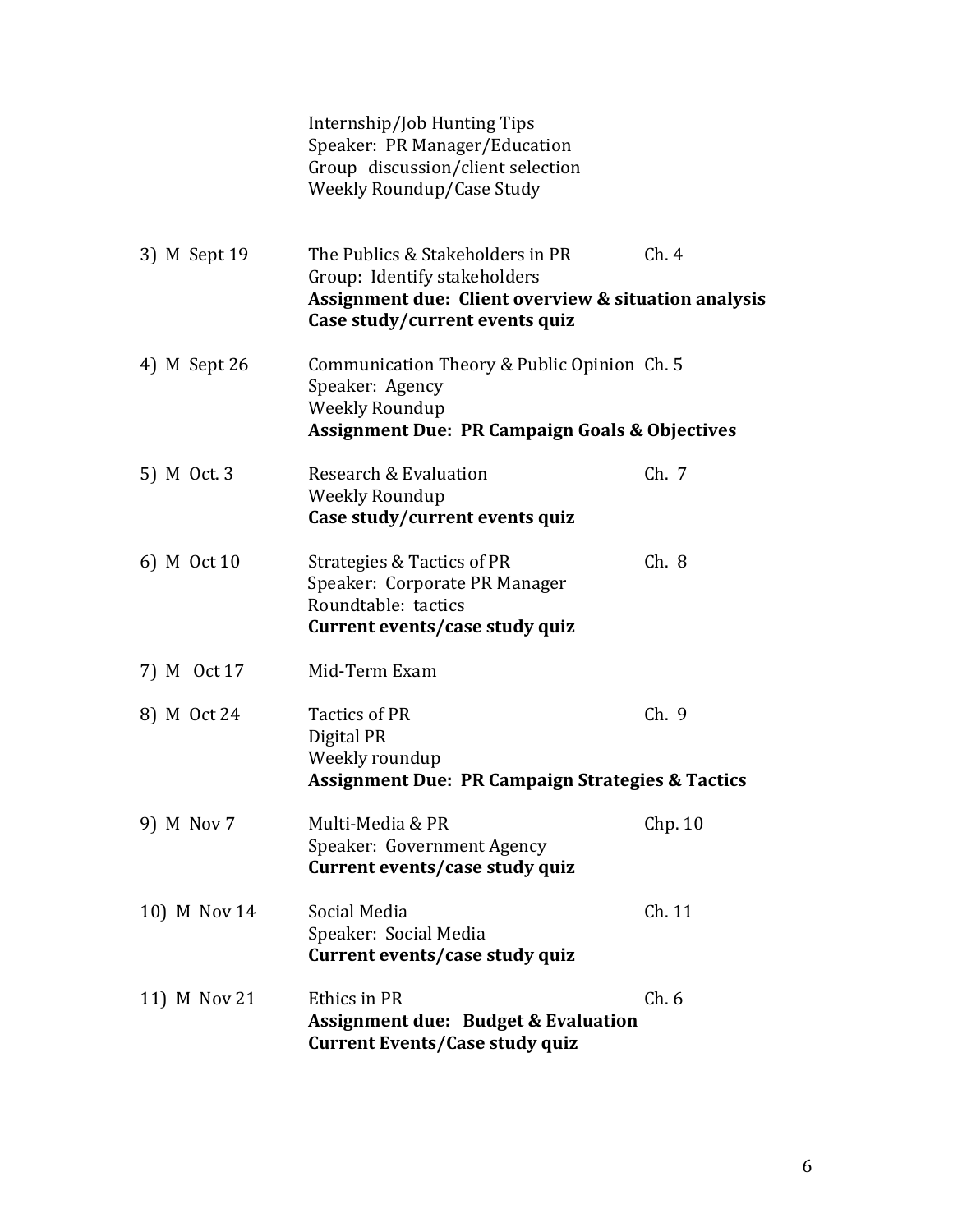| | | |
|---|---|---|
| | Internship/Job Hunting Tips<br>Speaker: PR Manager/Education<br>Group discussion/client selection<br>Weekly Roundup/Case Study | |
| 3) M Sept 19 | The Publics & Stakeholders in PR<br>Group: Identify stakeholders<br>**Assignment due: Client overview & situation analysis**<br>**Case study/current events quiz** | Ch. 4 |
| 4) M Sept 26 | Communication Theory & Public Opinion<br>Speaker: Agency<br>Weekly Roundup<br>**Assignment Due: PR Campaign Goals & Objectives** | Ch. 5 |
| 5) M Oct. 3 | Research & Evaluation<br>Weekly Roundup<br>**Case study/current events quiz** | Ch. 7 |
| 6) M Oct 10 | Strategies & Tactics of PR<br>Speaker: Corporate PR Manager<br>Roundtable: tactics<br>**Current events/case study quiz** | Ch. 8 |
| 7) M Oct 17 | Mid-Term Exam | |
| 8) M Oct 24 | Tactics of PR<br>Digital PR<br>Weekly roundup<br>**Assignment Due: PR Campaign Strategies & Tactics** | Ch. 9 |
| 9) M Nov 7 | Multi-Media & PR<br>Speaker: Government Agency<br>**Current events/case study quiz** | Chp. 10 |
| 10) M Nov 14 | Social Media<br>Speaker: Social Media<br>**Current events/case study quiz** | Ch. 11 |
| 11) M Nov 21 | Ethics in PR<br>**Assignment due: Budget & Evaluation**<br>**Current Events/Case study quiz** | Ch. 6 |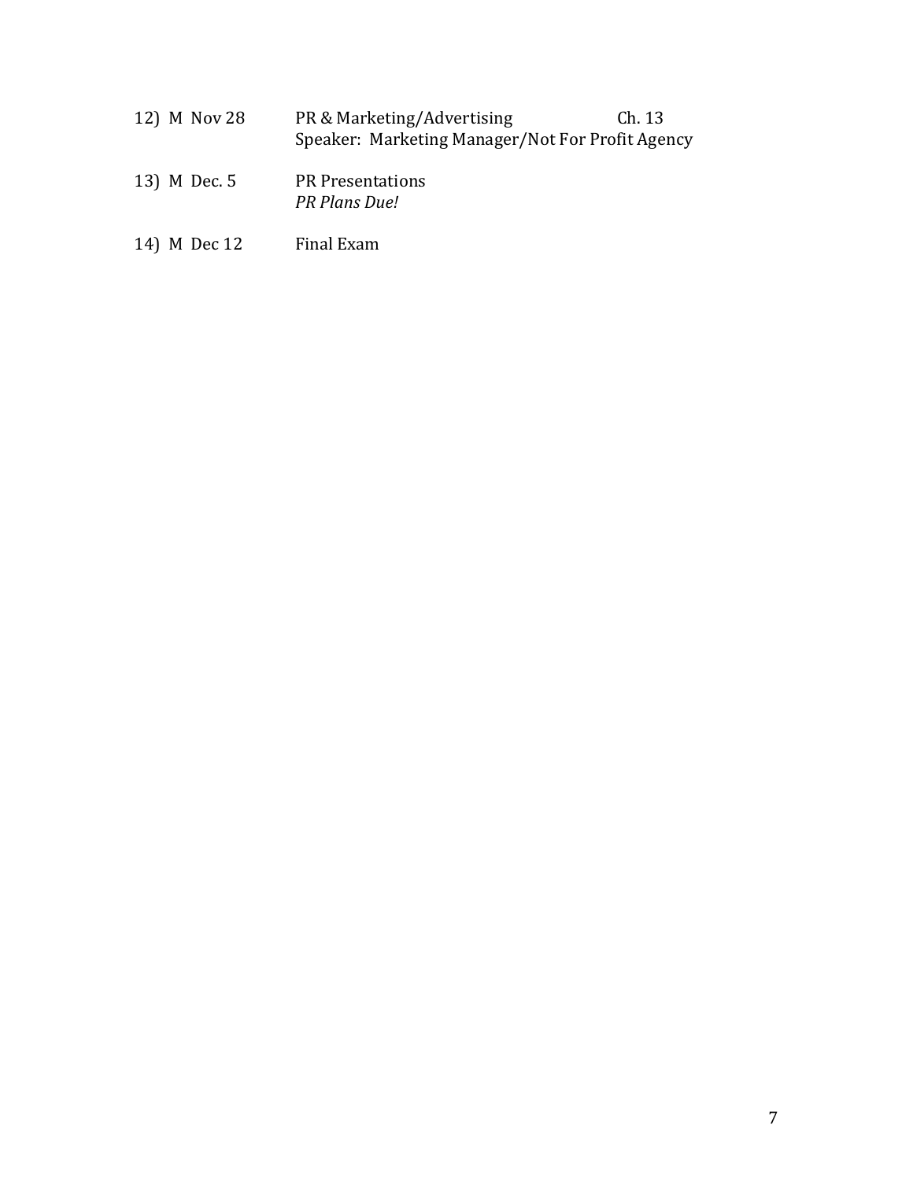| | | |
|---|---|---|
| 12) M Nov 28 | PR & Marketing/Advertising<br>Speaker: Marketing Manager/Not For Profit Agency | Ch. 13 |
| 13) M Dec. 5 | PR Presentations<br>*PR Plans Due!* | |
| 14) M Dec 12 | Final Exam | |